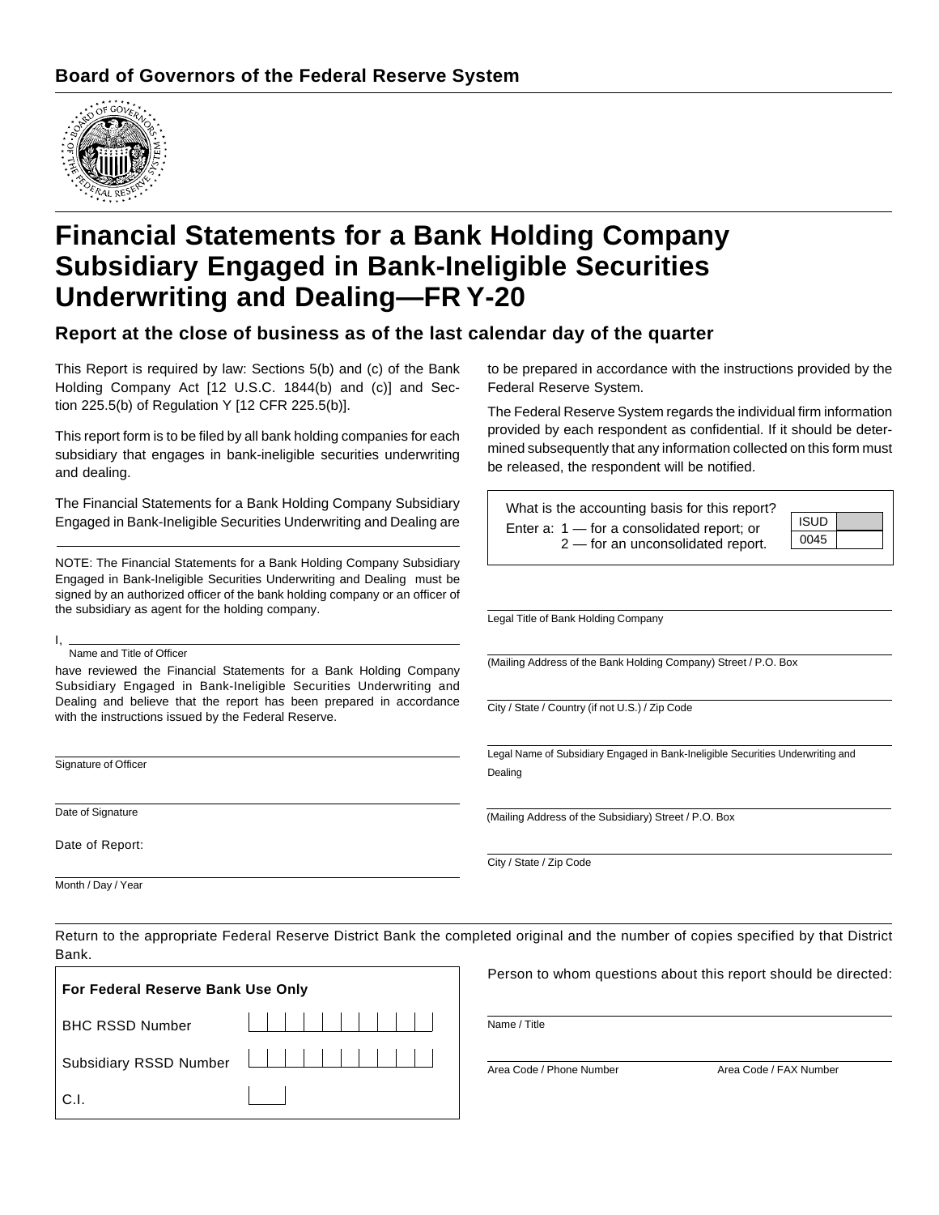**Board of Governors of the Federal Reserve System**

# Financial Statements for a Bank Holding Company Subsidiary Engaged in Bank-Ineligible Securities Underwriting and Dealing—FR Y-20

## Report at the close of business as of the last calendar day of the quarter

This Report is required by law: Sections 5(b) and (c) of the Bank Holding Company Act [12 U.S.C. 1844(b) and (c)] and Section 225.5(b) of Regulation Y [12 CFR 225.5(b)].

This report form is to be filed by all bank holding companies for each subsidiary that engages in bank-ineligible securities underwriting and dealing.

The Financial Statements for a Bank Holding Company Subsidiary Engaged in Bank-Ineligible Securities Underwriting and Dealing are to be prepared in accordance with the instructions provided by the Federal Reserve System.

The Federal Reserve System regards the individual firm information provided by each respondent as confidential. If it should be determined subsequently that any information collected on this form must be released, the respondent will be notified.

What is the accounting basis for this report?
Enter a: 1 — for a consolidated report; or
2 — for an unconsolidated report.

| ISUD | |
|---|---|
| 0045 | |

NOTE: The Financial Statements for a Bank Holding Company Subsidiary Engaged in Bank-Ineligible Securities Underwriting and Dealing must be signed by an authorized officer of the bank holding company or an officer of the subsidiary as agent for the holding company.

I, ______________________________
Name and Title of Officer

have reviewed the Financial Statements for a Bank Holding Company Subsidiary Engaged in Bank-Ineligible Securities Underwriting and Dealing and believe that the report has been prepared in accordance with the instructions issued by the Federal Reserve.

______________________________
Signature of Officer

______________________________
Date of Signature

Date of Report:

______________________________
Month / Day / Year

______________________________
Legal Title of Bank Holding Company

______________________________
(Mailing Address of the Bank Holding Company) Street / P.O. Box

______________________________
City / State / Country (if not U.S.) / Zip Code

______________________________
Legal Name of Subsidiary Engaged in Bank-Ineligible Securities Underwriting and Dealing

______________________________
(Mailing Address of the Subsidiary) Street / P.O. Box

______________________________
City / State / Zip Code

Return to the appropriate Federal Reserve District Bank the completed original and the number of copies specified by that District Bank.

| For Federal Reserve Bank Use Only | |
|---|---|
| BHC RSSD Number | |
| Subsidiary RSSD Number | |
| C.I. | |

Person to whom questions about this report should be directed:

______________________________
Name / Title

______________________________
Area Code / Phone Number　　　Area Code / FAX Number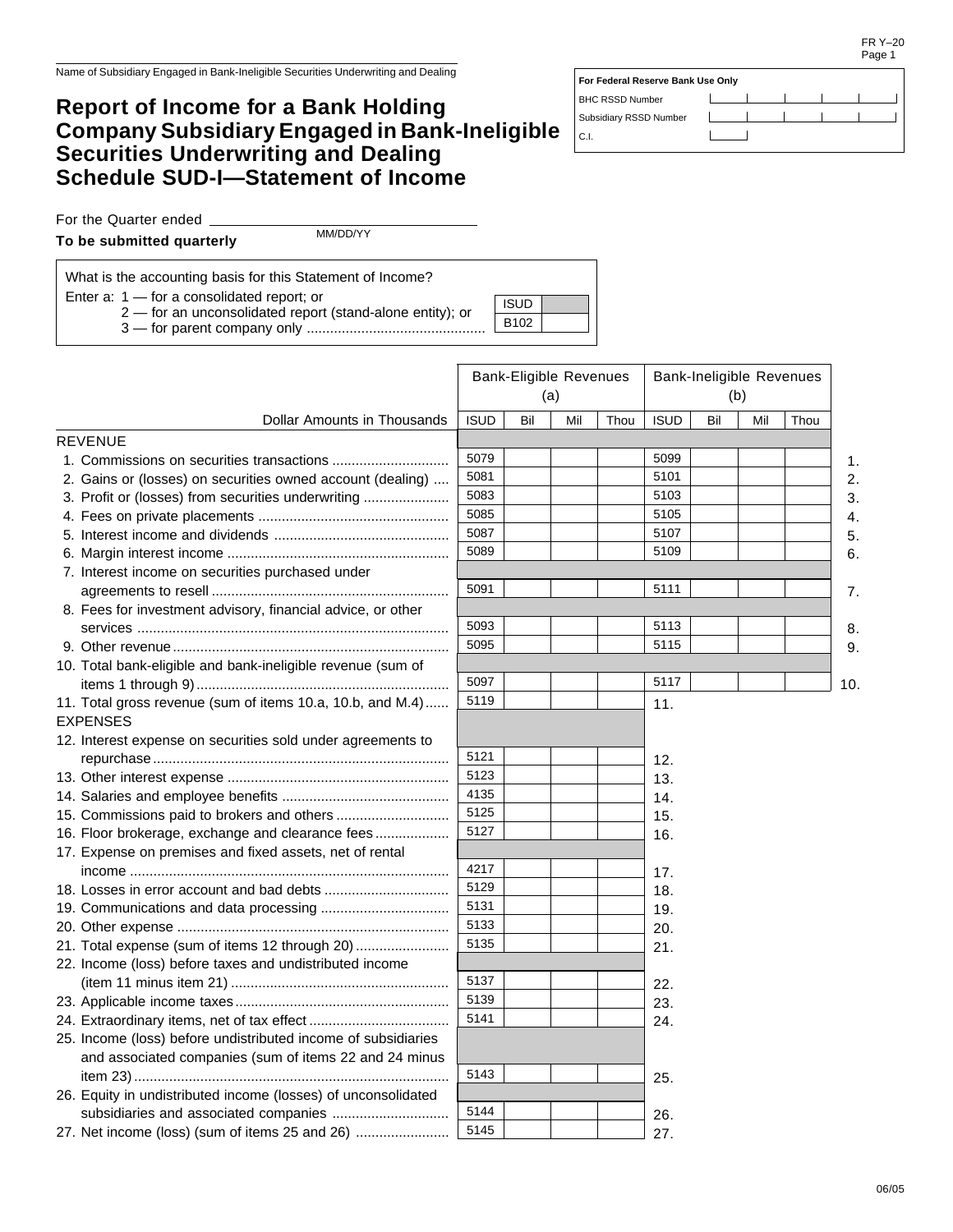Name of Subsidiary Engaged in Bank-Ineligible Securities Underwriting and Dealing

# Report of Income for a Bank Holding Company Subsidiary Engaged in Bank-Ineligible Securities Underwriting and Dealing
# Schedule SUD-I—Statement of Income

| For Federal Reserve Bank Use Only | |
|---|---|
| BHC RSSD Number | |
| Subsidiary RSSD Number | |
| C.I. | |

For the Quarter ended ____________________
MM/DD/YY

**To be submitted quarterly**

What is the accounting basis for this Statement of Income?
Enter a: 1 — for a consolidated report; or
2 — for an unconsolidated report (stand-alone entity); or
3 — for parent company only ............................................. ISUD B102

| Dollar Amounts in Thousands | Bank-Eligible Revenues (a) | | | | Bank-Ineligible Revenues (b) | | | | |
|---|---|---|---|---|---|---|---|---|---|
| | ISUD | Bil | Mil | Thou | ISUD | Bil | Mil | Thou | |
| **REVENUE** | | | | | | | | | |
| 1. Commissions on securities transactions | 5079 | | | | 5099 | | | | 1. |
| 2. Gains or (losses) on securities owned account (dealing) | 5081 | | | | 5101 | | | | 2. |
| 3. Profit or (losses) from securities underwriting | 5083 | | | | 5103 | | | | 3. |
| 4. Fees on private placements | 5085 | | | | 5105 | | | | 4. |
| 5. Interest income and dividends | 5087 | | | | 5107 | | | | 5. |
| 6. Margin interest income | 5089 | | | | 5109 | | | | 6. |
| 7. Interest income on securities purchased under agreements to resell | 5091 | | | | 5111 | | | | 7. |
| 8. Fees for investment advisory, financial advice, or other services | 5093 | | | | 5113 | | | | 8. |
| 9. Other revenue | 5095 | | | | 5115 | | | | 9. |
| 10. Total bank-eligible and bank-ineligible revenue (sum of items 1 through 9) | 5097 | | | | 5117 | | | | 10. |
| 11. Total gross revenue (sum of items 10.a, 10.b, and M.4) | 5119 | | | | 11. | | | | |
| **EXPENSES** | | | | | | | | | |
| 12. Interest expense on securities sold under agreements to repurchase | 5121 | | | | 12. | | | | |
| 13. Other interest expense | 5123 | | | | 13. | | | | |
| 14. Salaries and employee benefits | 4135 | | | | 14. | | | | |
| 15. Commissions paid to brokers and others | 5125 | | | | 15. | | | | |
| 16. Floor brokerage, exchange and clearance fees | 5127 | | | | 16. | | | | |
| 17. Expense on premises and fixed assets, net of rental income | 4217 | | | | 17. | | | | |
| 18. Losses in error account and bad debts | 5129 | | | | 18. | | | | |
| 19. Communications and data processing | 5131 | | | | 19. | | | | |
| 20. Other expense | 5133 | | | | 20. | | | | |
| 21. Total expense (sum of items 12 through 20) | 5135 | | | | 21. | | | | |
| 22. Income (loss) before taxes and undistributed income (item 11 minus item 21) | 5137 | | | | 22. | | | | |
| 23. Applicable income taxes | 5139 | | | | 23. | | | | |
| 24. Extraordinary items, net of tax effect | 5141 | | | | 24. | | | | |
| 25. Income (loss) before undistributed income of subsidiaries and associated companies (sum of items 22 and 24 minus item 23) | 5143 | | | | 25. | | | | |
| 26. Equity in undistributed income (losses) of unconsolidated subsidiaries and associated companies | 5144 | | | | 26. | | | | |
| 27. Net income (loss) (sum of items 25 and 26) | 5145 | | | | 27. | | | | |

06/05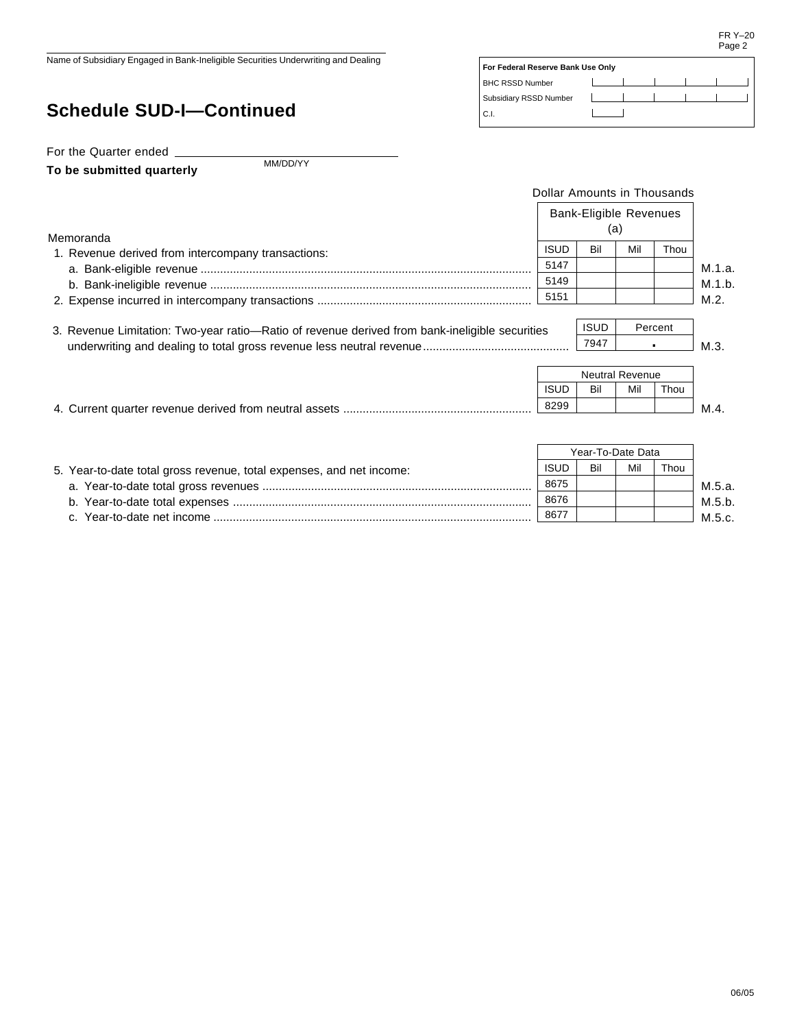Name of Subsidiary Engaged in Bank-Ineligible Securities Underwriting and Dealing

| For Federal Reserve Bank Use Only | |
|---|---|
| BHC RSSD Number | |
| Subsidiary RSSD Number | |
| C.I. | |

# Schedule SUD-I—Continued

For the Quarter ended ______________ MM/DD/YY

**To be submitted quarterly**

Dollar Amounts in Thousands

| Memoranda | Bank-Eligible Revenues (a) | | | | |
|---|---|---|---|---|---|
| | ISUD | Bil | Mil | Thou | |
| 1. Revenue derived from intercompany transactions: | | | | | |
| a. Bank-eligible revenue | 5147 | | | | M.1.a. |
| b. Bank-ineligible revenue | 5149 | | | | M.1.b. |
| 2. Expense incurred in intercompany transactions | 5151 | | | | M.2. |

| | ISUD | Percent | |
|---|---|---|---|
| 3. Revenue Limitation: Two-year ratio—Ratio of revenue derived from bank-ineligible securities underwriting and dealing to total gross revenue less neutral revenue | 7947 | . | M.3. |

| | Neutral Revenue | | | | |
|---|---|---|---|---|---|
| | ISUD | Bil | Mil | Thou | |
| 4. Current quarter revenue derived from neutral assets | 8299 | | | | M.4. |

| | Year-To-Date Data | | | | |
|---|---|---|---|---|---|
| 5. Year-to-date total gross revenue, total expenses, and net income: | ISUD | Bil | Mil | Thou | |
| a. Year-to-date total gross revenues | 8675 | | | | M.5.a. |
| b. Year-to-date total expenses | 8676 | | | | M.5.b. |
| c. Year-to-date net income | 8677 | | | | M.5.c. |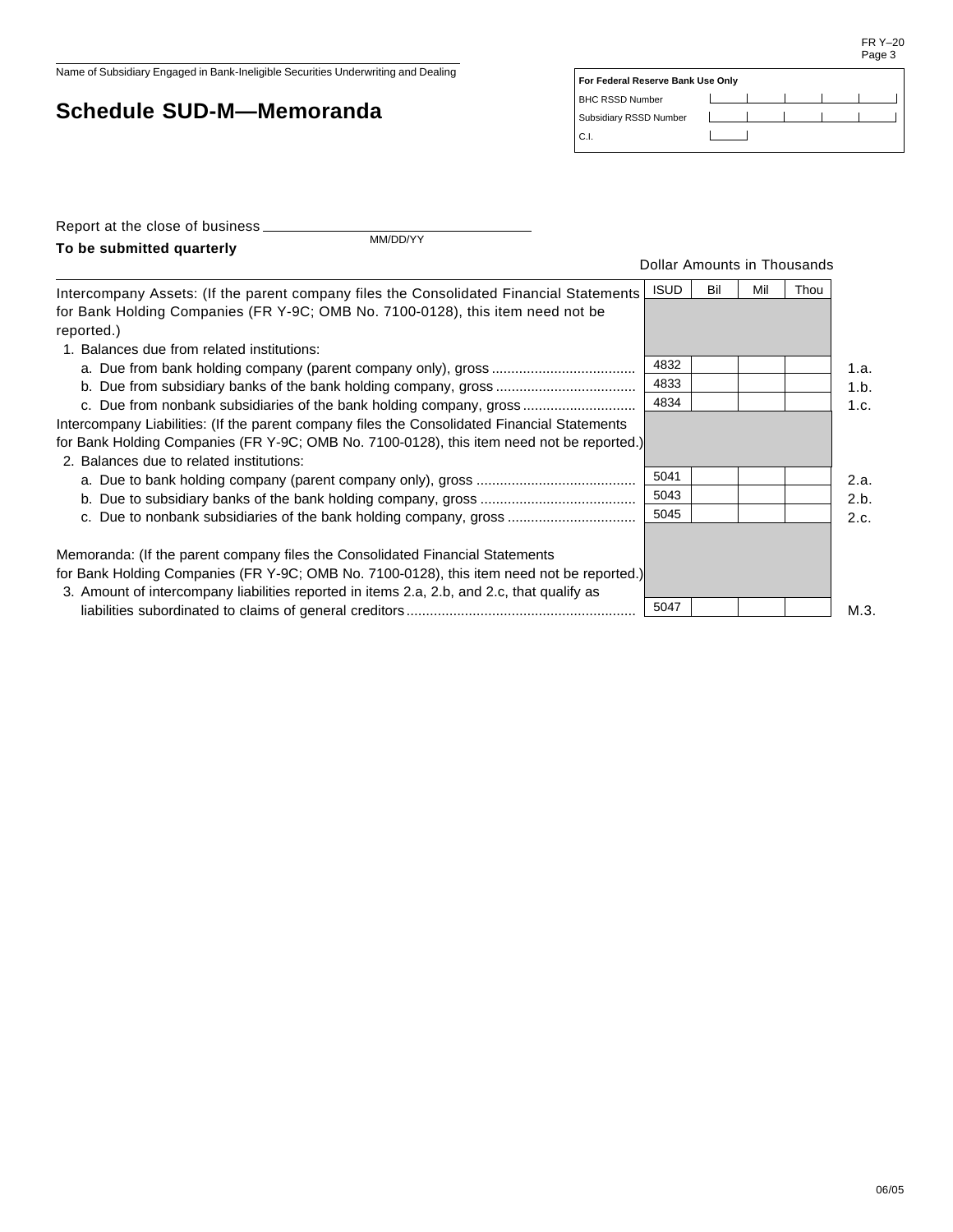Name of Subsidiary Engaged in Bank-Ineligible Securities Underwriting and Dealing

# Schedule SUD-M—Memoranda

| For Federal Reserve Bank Use Only | |
| --- | --- |
| BHC RSSD Number | |
| Subsidiary RSSD Number | |
| C.I. | |

Report at the close of business ________________
MM/DD/YY

**To be submitted quarterly**

Dollar Amounts in Thousands

| | ISUD | Bil | Mil | Thou | |
| --- | --- | --- | --- | --- | --- |
| Intercompany Assets: (If the parent company files the Consolidated Financial Statements for Bank Holding Companies (FR Y-9C; OMB No. 7100-0128), this item need not be reported.) | | | | | |
| 1. Balances due from related institutions: | | | | | |
| a. Due from bank holding company (parent company only), gross | 4832 | | | | 1.a. |
| b. Due from subsidiary banks of the bank holding company, gross | 4833 | | | | 1.b. |
| c. Due from nonbank subsidiaries of the bank holding company, gross | 4834 | | | | 1.c. |
| Intercompany Liabilities: (If the parent company files the Consolidated Financial Statements for Bank Holding Companies (FR Y-9C; OMB No. 7100-0128), this item need not be reported.) | | | | | |
| 2. Balances due to related institutions: | | | | | |
| a. Due to bank holding company (parent company only), gross | 5041 | | | | 2.a. |
| b. Due to subsidiary banks of the bank holding company, gross | 5043 | | | | 2.b. |
| c. Due to nonbank subsidiaries of the bank holding company, gross | 5045 | | | | 2.c. |
| Memoranda: (If the parent company files the Consolidated Financial Statements for Bank Holding Companies (FR Y-9C; OMB No. 7100-0128), this item need not be reported.) | | | | | |
| 3. Amount of intercompany liabilities reported in items 2.a, 2.b, and 2.c, that qualify as liabilities subordinated to claims of general creditors | 5047 | | | | M.3. |